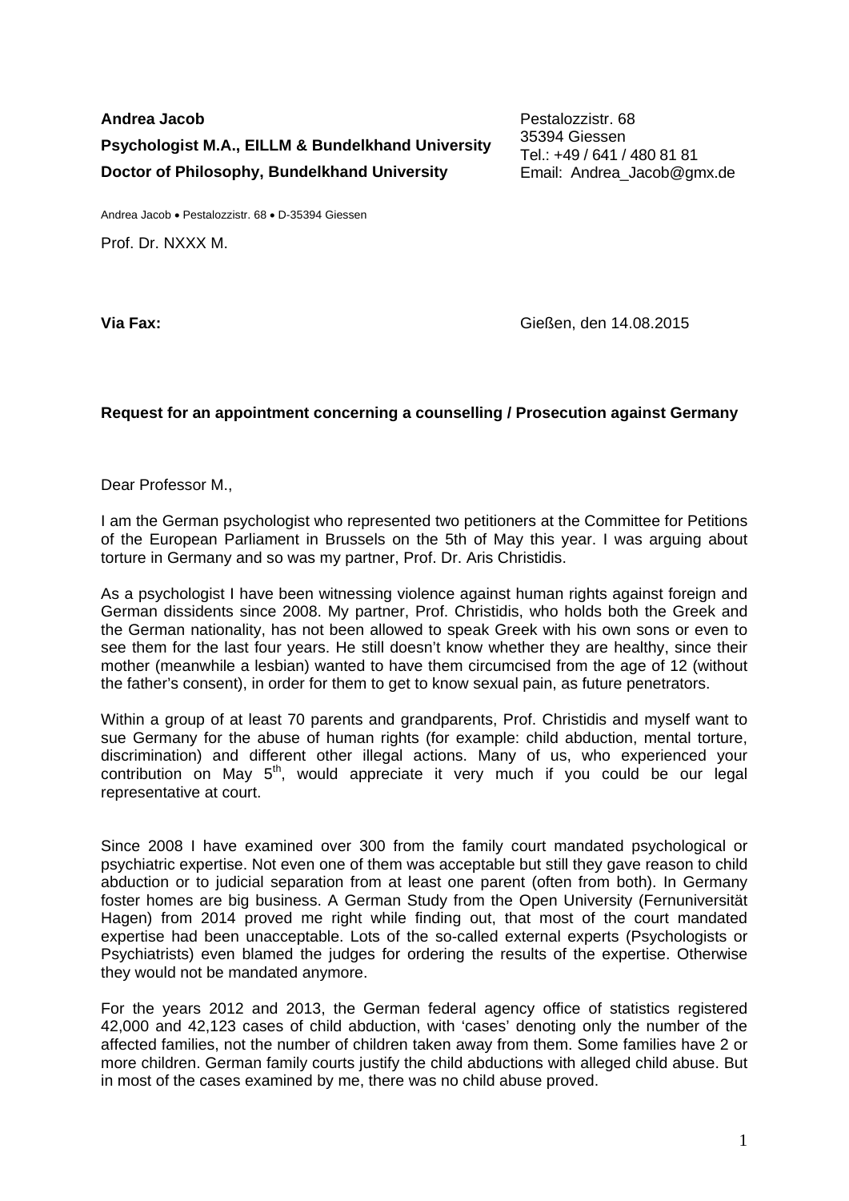**Andrea Jacob**
**Psychologist M.A., EILLM & Bundelkhand University**
**Doctor of Philosophy, Bundelkhand University**

Pestalozzistr. 68
35394 Giessen
Tel.: +49 / 641 / 480 81 81
Email: Andrea_Jacob@gmx.de

Andrea Jacob • Pestalozzistr. 68 • D-35394 Giessen

Prof. Dr. NXXX M.

**Via Fax:**

Gießen, den 14.08.2015

**Request for an appointment concerning a counselling / Prosecution against Germany**

Dear Professor M.,

I am the German psychologist who represented two petitioners at the Committee for Petitions of the European Parliament in Brussels on the 5th of May this year. I was arguing about torture in Germany and so was my partner, Prof. Dr. Aris Christidis.

As a psychologist I have been witnessing violence against human rights against foreign and German dissidents since 2008. My partner, Prof. Christidis, who holds both the Greek and the German nationality, has not been allowed to speak Greek with his own sons or even to see them for the last four years. He still doesn't know whether they are healthy, since their mother (meanwhile a lesbian) wanted to have them circumcised from the age of 12 (without the father's consent), in order for them to get to know sexual pain, as future penetrators.

Within a group of at least 70 parents and grandparents, Prof. Christidis and myself want to sue Germany for the abuse of human rights (for example: child abduction, mental torture, discrimination) and different other illegal actions. Many of us, who experienced your contribution on May 5th, would appreciate it very much if you could be our legal representative at court.

Since 2008 I have examined over 300 from the family court mandated psychological or psychiatric expertise. Not even one of them was acceptable but still they gave reason to child abduction or to judicial separation from at least one parent (often from both). In Germany foster homes are big business. A German Study from the Open University (Fernuniversität Hagen) from 2014 proved me right while finding out, that most of the court mandated expertise had been unacceptable. Lots of the so-called external experts (Psychologists or Psychiatrists) even blamed the judges for ordering the results of the expertise. Otherwise they would not be mandated anymore.

For the years 2012 and 2013, the German federal agency office of statistics registered 42,000 and 42,123 cases of child abduction, with 'cases' denoting only the number of the affected families, not the number of children taken away from them. Some families have 2 or more children. German family courts justify the child abductions with alleged child abuse. But in most of the cases examined by me, there was no child abuse proved.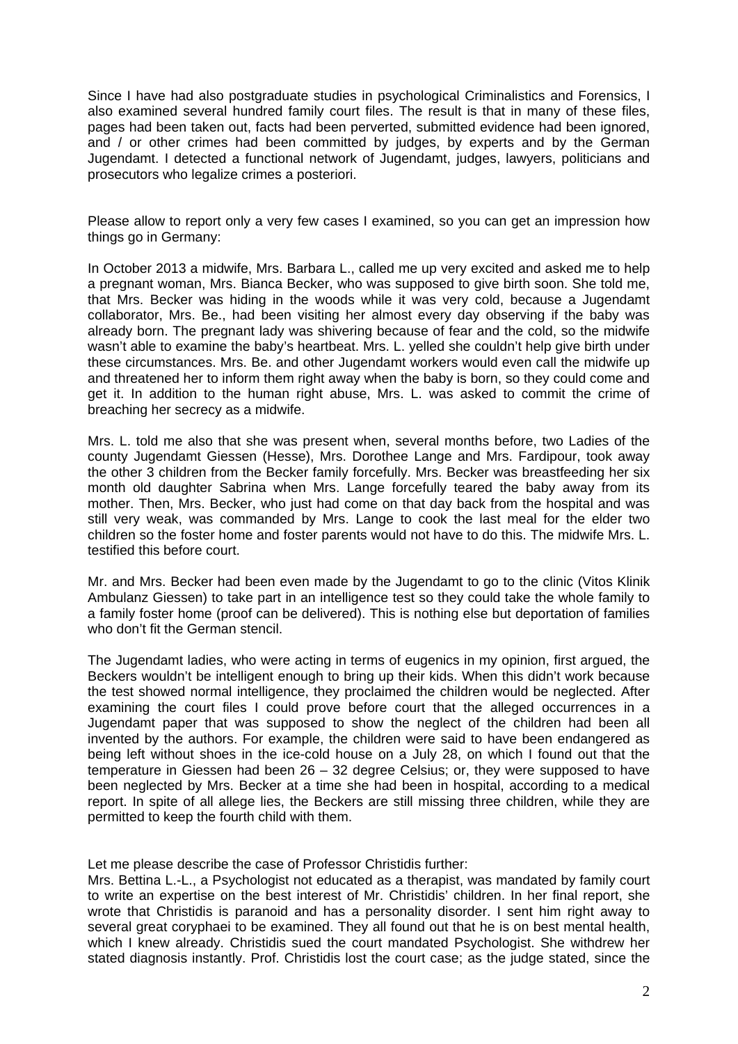Since I have had also postgraduate studies in psychological Criminalistics and Forensics, I also examined several hundred family court files. The result is that in many of these files, pages had been taken out, facts had been perverted, submitted evidence had been ignored, and / or other crimes had been committed by judges, by experts and by the German Jugendamt. I detected a functional network of Jugendamt, judges, lawyers, politicians and prosecutors who legalize crimes a posteriori.

Please allow to report only a very few cases I examined, so you can get an impression how things go in Germany:

In October 2013 a midwife, Mrs. Barbara L., called me up very excited and asked me to help a pregnant woman, Mrs. Bianca Becker, who was supposed to give birth soon. She told me, that Mrs. Becker was hiding in the woods while it was very cold, because a Jugendamt collaborator, Mrs. Be., had been visiting her almost every day observing if the baby was already born. The pregnant lady was shivering because of fear and the cold, so the midwife wasn't able to examine the baby's heartbeat. Mrs. L. yelled she couldn't help give birth under these circumstances. Mrs. Be. and other Jugendamt workers would even call the midwife up and threatened her to inform them right away when the baby is born, so they could come and get it. In addition to the human right abuse, Mrs. L. was asked to commit the crime of breaching her secrecy as a midwife.

Mrs. L. told me also that she was present when, several months before, two Ladies of the county Jugendamt Giessen (Hesse), Mrs. Dorothee Lange and Mrs. Fardipour, took away the other 3 children from the Becker family forcefully. Mrs. Becker was breastfeeding her six month old daughter Sabrina when Mrs. Lange forcefully teared the baby away from its mother. Then, Mrs. Becker, who just had come on that day back from the hospital and was still very weak, was commanded by Mrs. Lange to cook the last meal for the elder two children so the foster home and foster parents would not have to do this. The midwife Mrs. L. testified this before court.

Mr. and Mrs. Becker had been even made by the Jugendamt to go to the clinic (Vitos Klinik Ambulanz Giessen) to take part in an intelligence test so they could take the whole family to a family foster home (proof can be delivered). This is nothing else but deportation of families who don't fit the German stencil.

The Jugendamt ladies, who were acting in terms of eugenics in my opinion, first argued, the Beckers wouldn't be intelligent enough to bring up their kids. When this didn't work because the test showed normal intelligence, they proclaimed the children would be neglected. After examining the court files I could prove before court that the alleged occurrences in a Jugendamt paper that was supposed to show the neglect of the children had been all invented by the authors. For example, the children were said to have been endangered as being left without shoes in the ice-cold house on a July 28, on which I found out that the temperature in Giessen had been 26 – 32 degree Celsius; or, they were supposed to have been neglected by Mrs. Becker at a time she had been in hospital, according to a medical report. In spite of all allege lies, the Beckers are still missing three children, while they are permitted to keep the fourth child with them.

Let me please describe the case of Professor Christidis further:
Mrs. Bettina L.-L., a Psychologist not educated as a therapist, was mandated by family court to write an expertise on the best interest of Mr. Christidis' children. In her final report, she wrote that Christidis is paranoid and has a personality disorder. I sent him right away to several great coryphaei to be examined. They all found out that he is on best mental health, which I knew already. Christidis sued the court mandated Psychologist. She withdrew her stated diagnosis instantly. Prof. Christidis lost the court case; as the judge stated, since the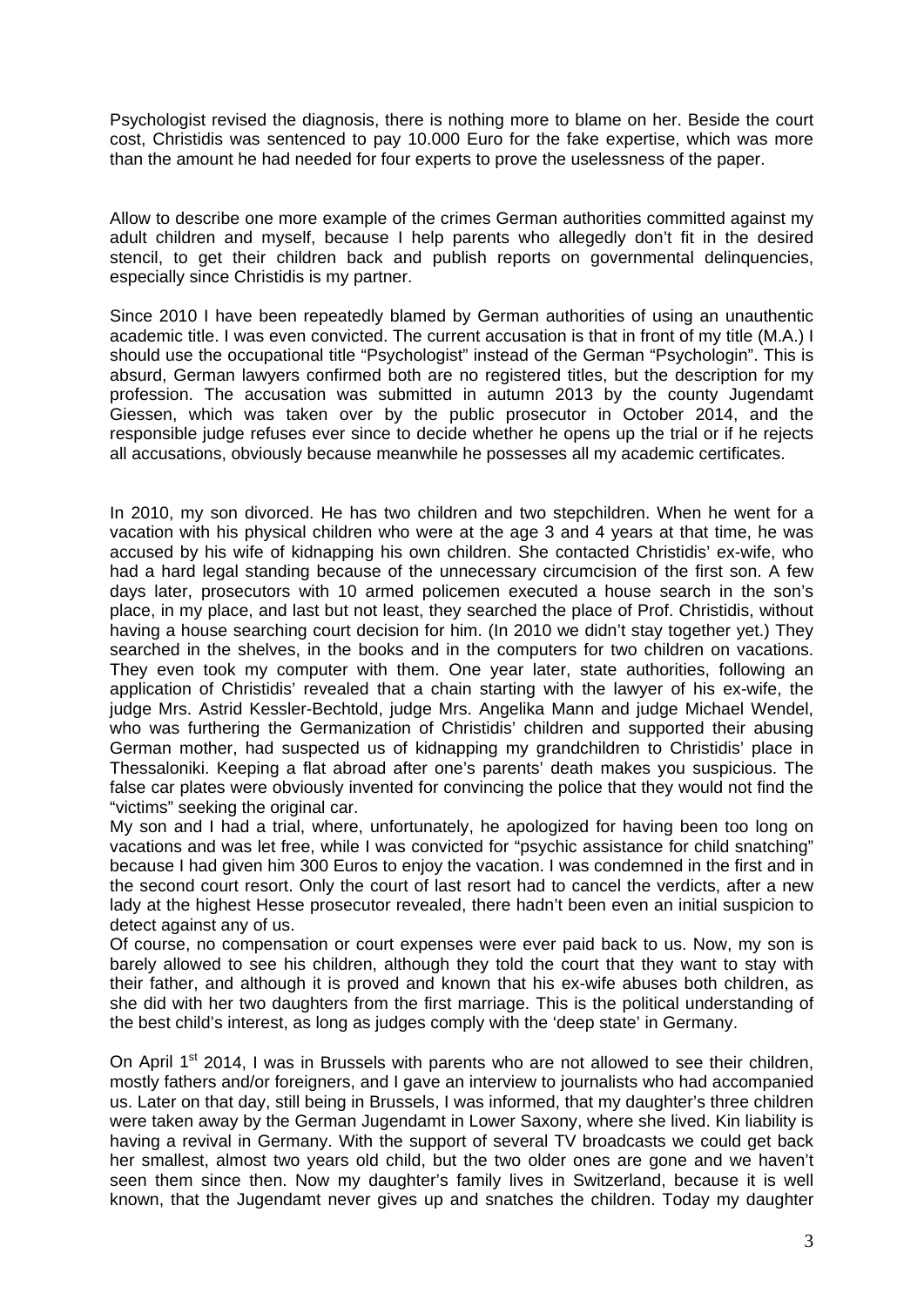Psychologist revised the diagnosis, there is nothing more to blame on her. Beside the court cost, Christidis was sentenced to pay 10.000 Euro for the fake expertise, which was more than the amount he had needed for four experts to prove the uselessness of the paper.

Allow to describe one more example of the crimes German authorities committed against my adult children and myself, because I help parents who allegedly don't fit in the desired stencil, to get their children back and publish reports on governmental delinquencies, especially since Christidis is my partner.

Since 2010 I have been repeatedly blamed by German authorities of using an unauthentic academic title. I was even convicted. The current accusation is that in front of my title (M.A.) I should use the occupational title "Psychologist" instead of the German "Psychologin". This is absurd, German lawyers confirmed both are no registered titles, but the description for my profession. The accusation was submitted in autumn 2013 by the county Jugendamt Giessen, which was taken over by the public prosecutor in October 2014, and the responsible judge refuses ever since to decide whether he opens up the trial or if he rejects all accusations, obviously because meanwhile he possesses all my academic certificates.

In 2010, my son divorced. He has two children and two stepchildren. When he went for a vacation with his physical children who were at the age 3 and 4 years at that time, he was accused by his wife of kidnapping his own children. She contacted Christidis' ex-wife, who had a hard legal standing because of the unnecessary circumcision of the first son. A few days later, prosecutors with 10 armed policemen executed a house search in the son's place, in my place, and last but not least, they searched the place of Prof. Christidis, without having a house searching court decision for him. (In 2010 we didn't stay together yet.) They searched in the shelves, in the books and in the computers for two children on vacations. They even took my computer with them. One year later, state authorities, following an application of Christidis' revealed that a chain starting with the lawyer of his ex-wife, the judge Mrs. Astrid Kessler-Bechtold, judge Mrs. Angelika Mann and judge Michael Wendel, who was furthering the Germanization of Christidis' children and supported their abusing German mother, had suspected us of kidnapping my grandchildren to Christidis' place in Thessaloniki. Keeping a flat abroad after one's parents' death makes you suspicious. The false car plates were obviously invented for convincing the police that they would not find the "victims" seeking the original car.
My son and I had a trial, where, unfortunately, he apologized for having been too long on vacations and was let free, while I was convicted for "psychic assistance for child snatching" because I had given him 300 Euros to enjoy the vacation. I was condemned in the first and in the second court resort. Only the court of last resort had to cancel the verdicts, after a new lady at the highest Hesse prosecutor revealed, there hadn't been even an initial suspicion to detect against any of us.
Of course, no compensation or court expenses were ever paid back to us. Now, my son is barely allowed to see his children, although they told the court that they want to stay with their father, and although it is proved and known that his ex-wife abuses both children, as she did with her two daughters from the first marriage. This is the political understanding of the best child's interest, as long as judges comply with the 'deep state' in Germany.

On April 1st 2014, I was in Brussels with parents who are not allowed to see their children, mostly fathers and/or foreigners, and I gave an interview to journalists who had accompanied us. Later on that day, still being in Brussels, I was informed, that my daughter's three children were taken away by the German Jugendamt in Lower Saxony, where she lived. Kin liability is having a revival in Germany. With the support of several TV broadcasts we could get back her smallest, almost two years old child, but the two older ones are gone and we haven't seen them since then. Now my daughter's family lives in Switzerland, because it is well known, that the Jugendamt never gives up and snatches the children. Today my daughter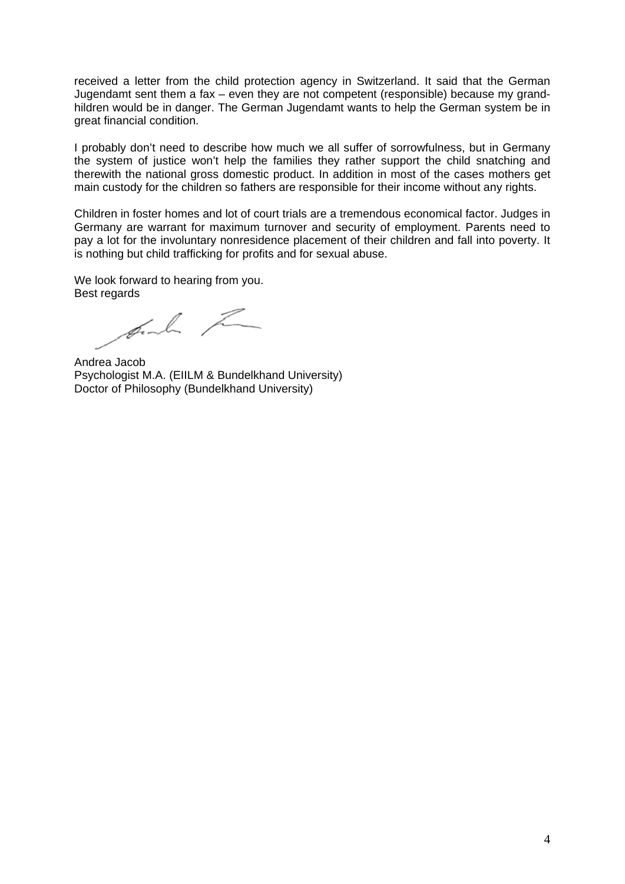received a letter from the child protection agency in Switzerland. It said that the German Jugendamt sent them a fax – even they are not competent (responsible) because my grand-hildren would be in danger. The German Jugendamt wants to help the German system be in great financial condition.

I probably don't need to describe how much we all suffer of sorrowfulness, but in Germany the system of justice won't help the families they rather support the child snatching and therewith the national gross domestic product. In addition in most of the cases mothers get main custody for the children so fathers are responsible for their income without any rights.

Children in foster homes and lot of court trials are a tremendous economical factor. Judges in Germany are warrant for maximum turnover and security of employment. Parents need to pay a lot for the involuntary nonresidence placement of their children and fall into poverty. It is nothing but child trafficking for profits and for sexual abuse.

We look forward to hearing from you.
Best regards

Andrea Jacob
Psychologist M.A. (EIILM & Bundelkhand University)
Doctor of Philosophy (Bundelkhand University)